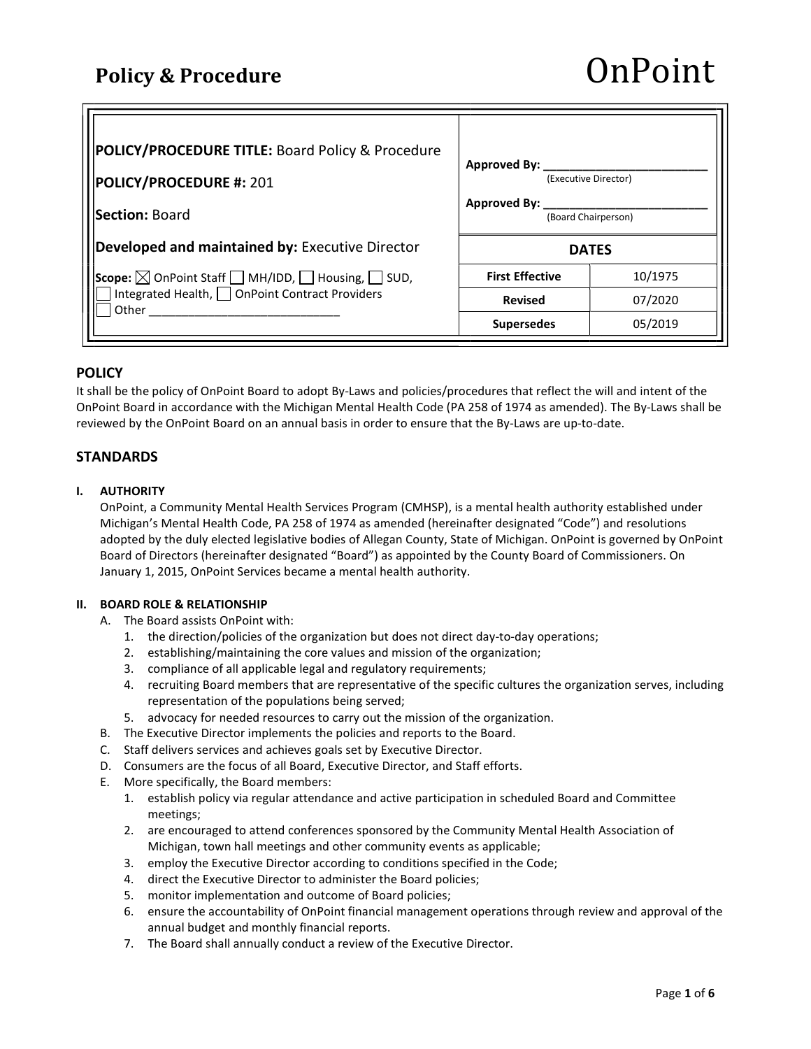# Policy & Procedure

OnPoint

| **POLICY/PROCEDURE TITLE:** Board Policy & Procedure<br><br>**POLICY/PROCEDURE #:** 201<br><br>**Section:** Board | **Approved By:** ____________________ (Executive Director)<br><br>**Approved By:** ____________________ (Board Chairperson) | |
|---|---|---|
| **Developed and maintained by:** Executive Director | **DATES** | |
| **Scope:** ☒ OnPoint Staff ☐ MH/IDD, ☐ Housing, ☐ SUD, ☐ Integrated Health, ☐ OnPoint Contract Providers ☐ Other ____________________ | **First Effective** | 10/1975 |
| | **Revised** | 07/2020 |
| | **Supersedes** | 05/2019 |

## POLICY

It shall be the policy of OnPoint Board to adopt By-Laws and policies/procedures that reflect the will and intent of the OnPoint Board in accordance with the Michigan Mental Health Code (PA 258 of 1974 as amended). The By-Laws shall be reviewed by the OnPoint Board on an annual basis in order to ensure that the By-Laws are up-to-date.

## STANDARDS

### I. AUTHORITY

OnPoint, a Community Mental Health Services Program (CMHSP), is a mental health authority established under Michigan's Mental Health Code, PA 258 of 1974 as amended (hereinafter designated "Code") and resolutions adopted by the duly elected legislative bodies of Allegan County, State of Michigan. OnPoint is governed by OnPoint Board of Directors (hereinafter designated "Board") as appointed by the County Board of Commissioners. On January 1, 2015, OnPoint Services became a mental health authority.

### II. BOARD ROLE & RELATIONSHIP

A. The Board assists OnPoint with:
   1. the direction/policies of the organization but does not direct day-to-day operations;
   2. establishing/maintaining the core values and mission of the organization;
   3. compliance of all applicable legal and regulatory requirements;
   4. recruiting Board members that are representative of the specific cultures the organization serves, including representation of the populations being served;
   5. advocacy for needed resources to carry out the mission of the organization.

B. The Executive Director implements the policies and reports to the Board.

C. Staff delivers services and achieves goals set by Executive Director.

D. Consumers are the focus of all Board, Executive Director, and Staff efforts.

E. More specifically, the Board members:
   1. establish policy via regular attendance and active participation in scheduled Board and Committee meetings;
   2. are encouraged to attend conferences sponsored by the Community Mental Health Association of Michigan, town hall meetings and other community events as applicable;
   3. employ the Executive Director according to conditions specified in the Code;
   4. direct the Executive Director to administer the Board policies;
   5. monitor implementation and outcome of Board policies;
   6. ensure the accountability of OnPoint financial management operations through review and approval of the annual budget and monthly financial reports.
   7. The Board shall annually conduct a review of the Executive Director.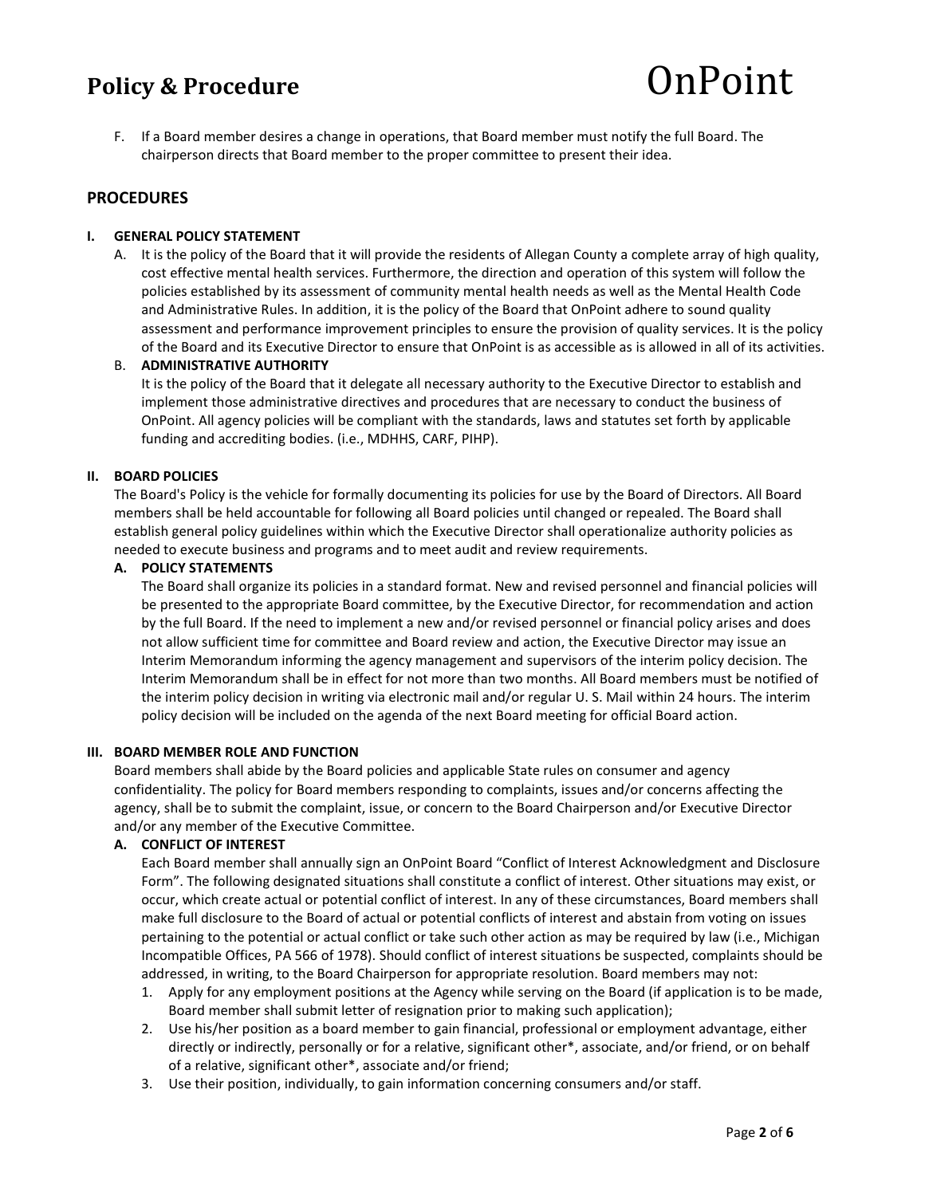F. If a Board member desires a change in operations, that Board member must notify the full Board. The chairperson directs that Board member to the proper committee to present their idea.

## PROCEDURES

### I. GENERAL POLICY STATEMENT

A. It is the policy of the Board that it will provide the residents of Allegan County a complete array of high quality, cost effective mental health services. Furthermore, the direction and operation of this system will follow the policies established by its assessment of community mental health needs as well as the Mental Health Code and Administrative Rules. In addition, it is the policy of the Board that OnPoint adhere to sound quality assessment and performance improvement principles to ensure the provision of quality services. It is the policy of the Board and its Executive Director to ensure that OnPoint is as accessible as is allowed in all of its activities.

B. **ADMINISTRATIVE AUTHORITY**
It is the policy of the Board that it delegate all necessary authority to the Executive Director to establish and implement those administrative directives and procedures that are necessary to conduct the business of OnPoint. All agency policies will be compliant with the standards, laws and statutes set forth by applicable funding and accrediting bodies. (i.e., MDHHS, CARF, PIHP).

### II. BOARD POLICIES

The Board's Policy is the vehicle for formally documenting its policies for use by the Board of Directors. All Board members shall be held accountable for following all Board policies until changed or repealed. The Board shall establish general policy guidelines within which the Executive Director shall operationalize authority policies as needed to execute business and programs and to meet audit and review requirements.

**A. POLICY STATEMENTS**
The Board shall organize its policies in a standard format. New and revised personnel and financial policies will be presented to the appropriate Board committee, by the Executive Director, for recommendation and action by the full Board. If the need to implement a new and/or revised personnel or financial policy arises and does not allow sufficient time for committee and Board review and action, the Executive Director may issue an Interim Memorandum informing the agency management and supervisors of the interim policy decision. The Interim Memorandum shall be in effect for not more than two months. All Board members must be notified of the interim policy decision in writing via electronic mail and/or regular U. S. Mail within 24 hours. The interim policy decision will be included on the agenda of the next Board meeting for official Board action.

### III. BOARD MEMBER ROLE AND FUNCTION

Board members shall abide by the Board policies and applicable State rules on consumer and agency confidentiality. The policy for Board members responding to complaints, issues and/or concerns affecting the agency, shall be to submit the complaint, issue, or concern to the Board Chairperson and/or Executive Director and/or any member of the Executive Committee.

**A. CONFLICT OF INTEREST**
Each Board member shall annually sign an OnPoint Board "Conflict of Interest Acknowledgment and Disclosure Form". The following designated situations shall constitute a conflict of interest. Other situations may exist, or occur, which create actual or potential conflict of interest. In any of these circumstances, Board members shall make full disclosure to the Board of actual or potential conflicts of interest and abstain from voting on issues pertaining to the potential or actual conflict or take such other action as may be required by law (i.e., Michigan Incompatible Offices, PA 566 of 1978). Should conflict of interest situations be suspected, complaints should be addressed, in writing, to the Board Chairperson for appropriate resolution. Board members may not:

1. Apply for any employment positions at the Agency while serving on the Board (if application is to be made, Board member shall submit letter of resignation prior to making such application);
2. Use his/her position as a board member to gain financial, professional or employment advantage, either directly or indirectly, personally or for a relative, significant other*, associate, and/or friend, or on behalf of a relative, significant other*, associate and/or friend;
3. Use their position, individually, to gain information concerning consumers and/or staff.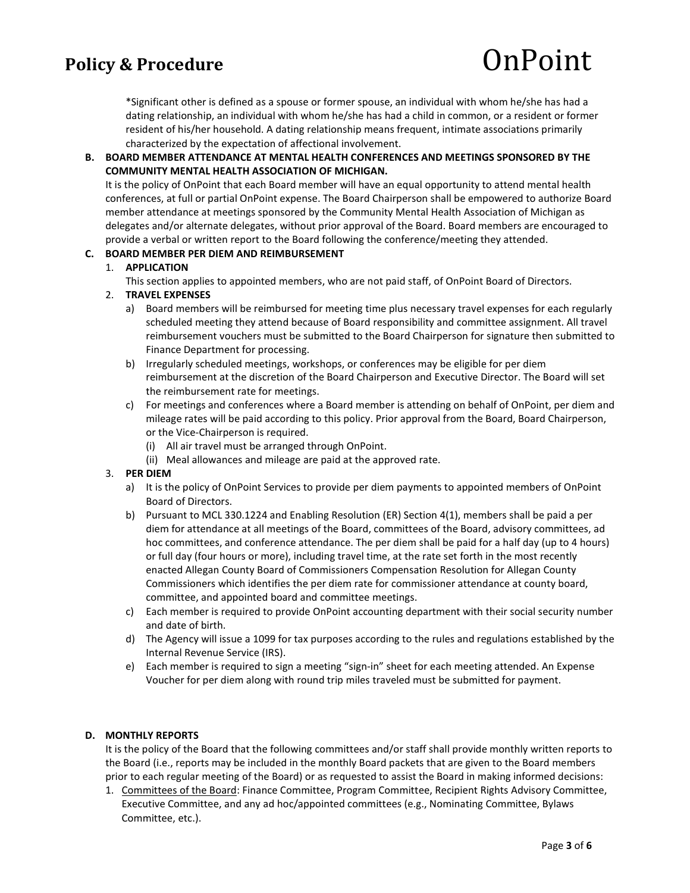*Significant other is defined as a spouse or former spouse, an individual with whom he/she has had a dating relationship, an individual with whom he/she has had a child in common, or a resident or former resident of his/her household. A dating relationship means frequent, intimate associations primarily characterized by the expectation of affectional involvement.

**B. BOARD MEMBER ATTENDANCE AT MENTAL HEALTH CONFERENCES AND MEETINGS SPONSORED BY THE COMMUNITY MENTAL HEALTH ASSOCIATION OF MICHIGAN.**

It is the policy of OnPoint that each Board member will have an equal opportunity to attend mental health conferences, at full or partial OnPoint expense. The Board Chairperson shall be empowered to authorize Board member attendance at meetings sponsored by the Community Mental Health Association of Michigan as delegates and/or alternate delegates, without prior approval of the Board. Board members are encouraged to provide a verbal or written report to the Board following the conference/meeting they attended.

**C. BOARD MEMBER PER DIEM AND REIMBURSEMENT**

1. **APPLICATION**

   This section applies to appointed members, who are not paid staff, of OnPoint Board of Directors.

2. **TRAVEL EXPENSES**

   a) Board members will be reimbursed for meeting time plus necessary travel expenses for each regularly scheduled meeting they attend because of Board responsibility and committee assignment. All travel reimbursement vouchers must be submitted to the Board Chairperson for signature then submitted to Finance Department for processing.

   b) Irregularly scheduled meetings, workshops, or conferences may be eligible for per diem reimbursement at the discretion of the Board Chairperson and Executive Director. The Board will set the reimbursement rate for meetings.

   c) For meetings and conferences where a Board member is attending on behalf of OnPoint, per diem and mileage rates will be paid according to this policy. Prior approval from the Board, Board Chairperson, or the Vice-Chairperson is required.

      (i) All air travel must be arranged through OnPoint.

      (ii) Meal allowances and mileage are paid at the approved rate.

3. **PER DIEM**

   a) It is the policy of OnPoint Services to provide per diem payments to appointed members of OnPoint Board of Directors.

   b) Pursuant to MCL 330.1224 and Enabling Resolution (ER) Section 4(1), members shall be paid a per diem for attendance at all meetings of the Board, committees of the Board, advisory committees, ad hoc committees, and conference attendance. The per diem shall be paid for a half day (up to 4 hours) or full day (four hours or more), including travel time, at the rate set forth in the most recently enacted Allegan County Board of Commissioners Compensation Resolution for Allegan County Commissioners which identifies the per diem rate for commissioner attendance at county board, committee, and appointed board and committee meetings.

   c) Each member is required to provide OnPoint accounting department with their social security number and date of birth.

   d) The Agency will issue a 1099 for tax purposes according to the rules and regulations established by the Internal Revenue Service (IRS).

   e) Each member is required to sign a meeting "sign-in" sheet for each meeting attended. An Expense Voucher for per diem along with round trip miles traveled must be submitted for payment.

**D. MONTHLY REPORTS**

It is the policy of the Board that the following committees and/or staff shall provide monthly written reports to the Board (i.e., reports may be included in the monthly Board packets that are given to the Board members prior to each regular meeting of the Board) or as requested to assist the Board in making informed decisions:

1. Committees of the Board: Finance Committee, Program Committee, Recipient Rights Advisory Committee, Executive Committee, and any ad hoc/appointed committees (e.g., Nominating Committee, Bylaws Committee, etc.).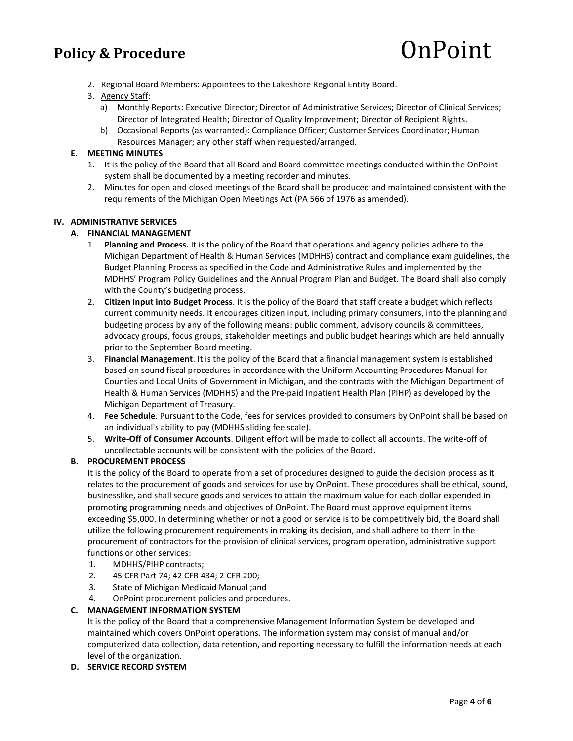2. Regional Board Members: Appointees to the Lakeshore Regional Entity Board.
3. Agency Staff:
   a) Monthly Reports: Executive Director; Director of Administrative Services; Director of Clinical Services; Director of Integrated Health; Director of Quality Improvement; Director of Recipient Rights.
   b) Occasional Reports (as warranted): Compliance Officer; Customer Services Coordinator; Human Resources Manager; any other staff when requested/arranged.

### E. MEETING MINUTES

1. It is the policy of the Board that all Board and Board committee meetings conducted within the OnPoint system shall be documented by a meeting recorder and minutes.
2. Minutes for open and closed meetings of the Board shall be produced and maintained consistent with the requirements of the Michigan Open Meetings Act (PA 566 of 1976 as amended).

## IV. ADMINISTRATIVE SERVICES

### A. FINANCIAL MANAGEMENT

1. **Planning and Process.** It is the policy of the Board that operations and agency policies adhere to the Michigan Department of Health & Human Services (MDHHS) contract and compliance exam guidelines, the Budget Planning Process as specified in the Code and Administrative Rules and implemented by the MDHHS' Program Policy Guidelines and the Annual Program Plan and Budget. The Board shall also comply with the County's budgeting process.
2. **Citizen Input into Budget Process**. It is the policy of the Board that staff create a budget which reflects current community needs. It encourages citizen input, including primary consumers, into the planning and budgeting process by any of the following means: public comment, advisory councils & committees, advocacy groups, focus groups, stakeholder meetings and public budget hearings which are held annually prior to the September Board meeting.
3. **Financial Management**. It is the policy of the Board that a financial management system is established based on sound fiscal procedures in accordance with the Uniform Accounting Procedures Manual for Counties and Local Units of Government in Michigan, and the contracts with the Michigan Department of Health & Human Services (MDHHS) and the Pre-paid Inpatient Health Plan (PIHP) as developed by the Michigan Department of Treasury.
4. **Fee Schedule**. Pursuant to the Code, fees for services provided to consumers by OnPoint shall be based on an individual's ability to pay (MDHHS sliding fee scale).
5. **Write-Off of Consumer Accounts**. Diligent effort will be made to collect all accounts. The write-off of uncollectable accounts will be consistent with the policies of the Board.

### B. PROCUREMENT PROCESS

It is the policy of the Board to operate from a set of procedures designed to guide the decision process as it relates to the procurement of goods and services for use by OnPoint. These procedures shall be ethical, sound, businesslike, and shall secure goods and services to attain the maximum value for each dollar expended in promoting programming needs and objectives of OnPoint. The Board must approve equipment items exceeding $5,000. In determining whether or not a good or service is to be competitively bid, the Board shall utilize the following procurement requirements in making its decision, and shall adhere to them in the procurement of contractors for the provision of clinical services, program operation, administrative support functions or other services:

1. MDHHS/PIHP contracts;
2. 45 CFR Part 74; 42 CFR 434; 2 CFR 200;
3. State of Michigan Medicaid Manual ;and
4. OnPoint procurement policies and procedures.

### C. MANAGEMENT INFORMATION SYSTEM

It is the policy of the Board that a comprehensive Management Information System be developed and maintained which covers OnPoint operations. The information system may consist of manual and/or computerized data collection, data retention, and reporting necessary to fulfill the information needs at each level of the organization.

### D. SERVICE RECORD SYSTEM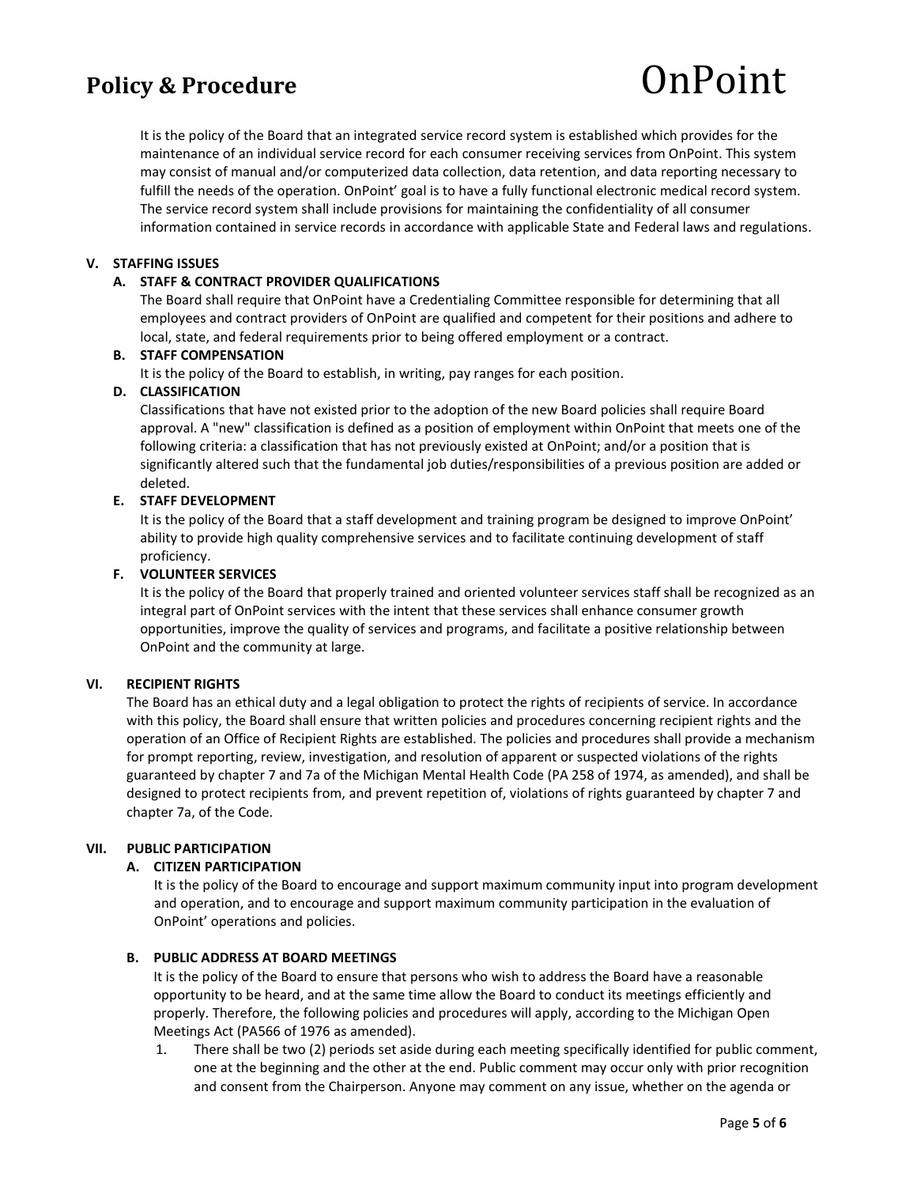It is the policy of the Board that an integrated service record system is established which provides for the maintenance of an individual service record for each consumer receiving services from OnPoint. This system may consist of manual and/or computerized data collection, data retention, and data reporting necessary to fulfill the needs of the operation. OnPoint' goal is to have a fully functional electronic medical record system. The service record system shall include provisions for maintaining the confidentiality of all consumer information contained in service records in accordance with applicable State and Federal laws and regulations.

## V. STAFFING ISSUES

### A. STAFF & CONTRACT PROVIDER QUALIFICATIONS

The Board shall require that OnPoint have a Credentialing Committee responsible for determining that all employees and contract providers of OnPoint are qualified and competent for their positions and adhere to local, state, and federal requirements prior to being offered employment or a contract.

### B. STAFF COMPENSATION

It is the policy of the Board to establish, in writing, pay ranges for each position.

### D. CLASSIFICATION

Classifications that have not existed prior to the adoption of the new Board policies shall require Board approval. A "new" classification is defined as a position of employment within OnPoint that meets one of the following criteria: a classification that has not previously existed at OnPoint; and/or a position that is significantly altered such that the fundamental job duties/responsibilities of a previous position are added or deleted.

### E. STAFF DEVELOPMENT

It is the policy of the Board that a staff development and training program be designed to improve OnPoint' ability to provide high quality comprehensive services and to facilitate continuing development of staff proficiency.

### F. VOLUNTEER SERVICES

It is the policy of the Board that properly trained and oriented volunteer services staff shall be recognized as an integral part of OnPoint services with the intent that these services shall enhance consumer growth opportunities, improve the quality of services and programs, and facilitate a positive relationship between OnPoint and the community at large.

## VI. RECIPIENT RIGHTS

The Board has an ethical duty and a legal obligation to protect the rights of recipients of service. In accordance with this policy, the Board shall ensure that written policies and procedures concerning recipient rights and the operation of an Office of Recipient Rights are established. The policies and procedures shall provide a mechanism for prompt reporting, review, investigation, and resolution of apparent or suspected violations of the rights guaranteed by chapter 7 and 7a of the Michigan Mental Health Code (PA 258 of 1974, as amended), and shall be designed to protect recipients from, and prevent repetition of, violations of rights guaranteed by chapter 7 and chapter 7a, of the Code.

## VII. PUBLIC PARTICIPATION

### A. CITIZEN PARTICIPATION

It is the policy of the Board to encourage and support maximum community input into program development and operation, and to encourage and support maximum community participation in the evaluation of OnPoint' operations and policies.

### B. PUBLIC ADDRESS AT BOARD MEETINGS

It is the policy of the Board to ensure that persons who wish to address the Board have a reasonable opportunity to be heard, and at the same time allow the Board to conduct its meetings efficiently and properly. Therefore, the following policies and procedures will apply, according to the Michigan Open Meetings Act (PA566 of 1976 as amended).

1. There shall be two (2) periods set aside during each meeting specifically identified for public comment, one at the beginning and the other at the end. Public comment may occur only with prior recognition and consent from the Chairperson. Anyone may comment on any issue, whether on the agenda or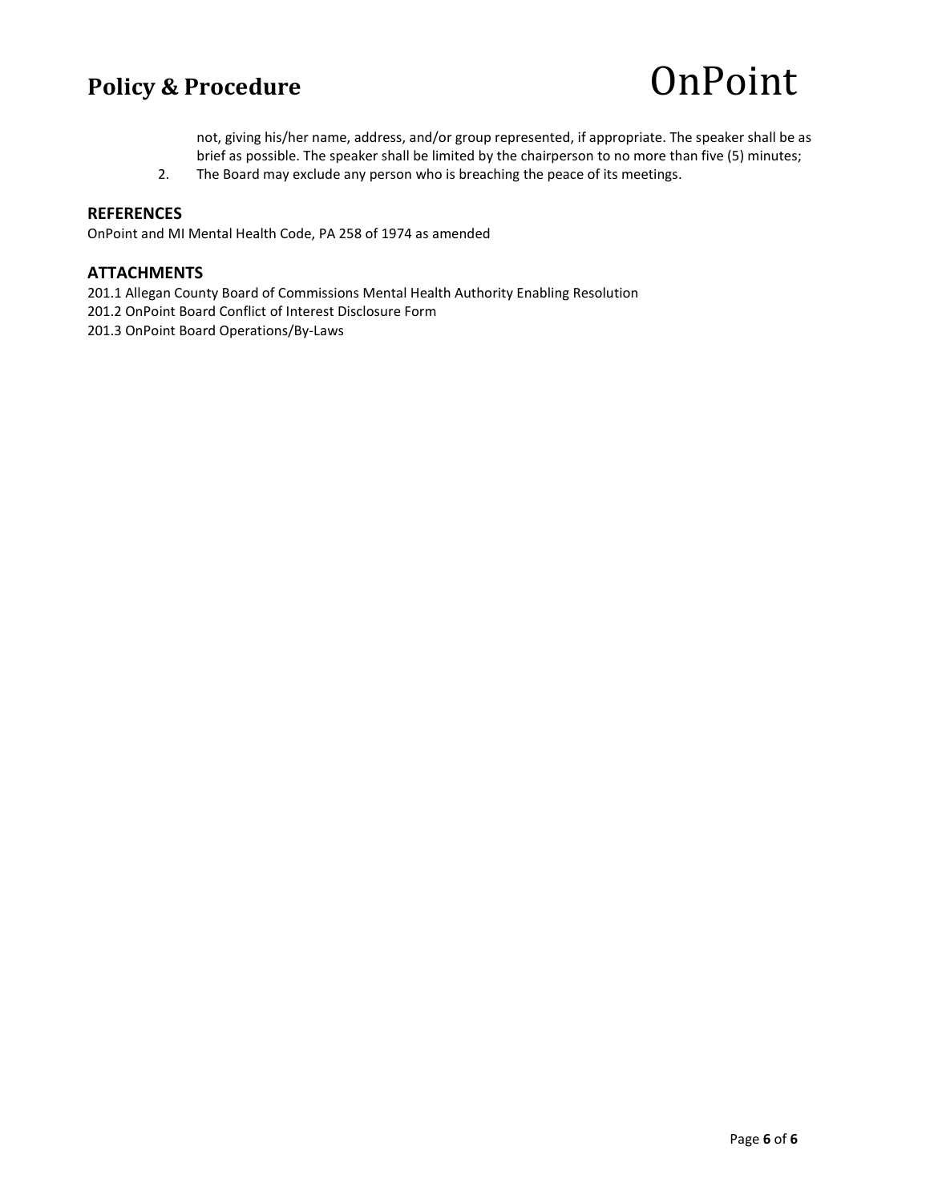not, giving his/her name, address, and/or group represented, if appropriate. The speaker shall be as brief as possible. The speaker shall be limited by the chairperson to no more than five (5) minutes;

2. The Board may exclude any person who is breaching the peace of its meetings.

## REFERENCES

OnPoint and MI Mental Health Code, PA 258 of 1974 as amended

## ATTACHMENTS

201.1 Allegan County Board of Commissions Mental Health Authority Enabling Resolution
201.2 OnPoint Board Conflict of Interest Disclosure Form
201.3 OnPoint Board Operations/By-Laws